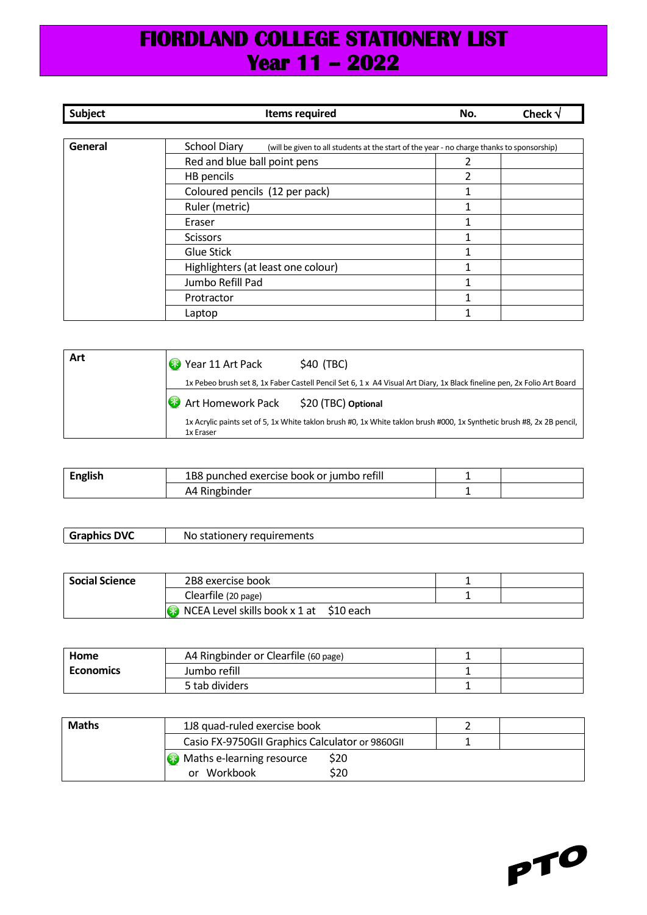# FIORDLAND COLLEGE STATIONERY LIST
# Year 11 – 2022

| Subject | Items required | No. | Check √ |
|---|---|---|---|
| **General** | School Diary (will be given to all students at the start of the year - no charge thanks to sponsorship) | | |
| | Red and blue ball point pens | 2 | |
| | HB pencils | 2 | |
| | Coloured pencils (12 per pack) | 1 | |
| | Ruler (metric) | 1 | |
| | Eraser | 1 | |
| | Scissors | 1 | |
| | Glue Stick | 1 | |
| | Highlighters (at least one colour) | 1 | |
| | Jumbo Refill Pad | 1 | |
| | Protractor | 1 | |
| | Laptop | 1 | |
| **Art** | Year 11 Art Pack $40 (TBC)<br>1x Pebeo brush set 8, 1x Faber Castell Pencil Set 6, 1 x A4 Visual Art Diary, 1x Black fineline pen, 2x Folio Art Board | | |
| | Art Homework Pack $20 (TBC) **Optional**<br>1x Acrylic paints set of 5, 1x White taklon brush #0, 1x White taklon brush #000, 1x Synthetic brush #8, 2x 2B pencil, 1x Eraser | | |
| **English** | 1B8 punched exercise book or jumbo refill | 1 | |
| | A4 Ringbinder | 1 | |
| **Graphics DVC** | No stationery requirements | | |
| **Social Science** | 2B8 exercise book | 1 | |
| | Clearfile (20 page) | 1 | |
| | NCEA Level skills book x 1 at $10 each | | |
| **Home Economics** | A4 Ringbinder or Clearfile (60 page) | 1 | |
| | Jumbo refill | 1 | |
| | 5 tab dividers | 1 | |
| **Maths** | 1J8 quad-ruled exercise book | 2 | |
| | Casio FX-9750GII Graphics Calculator or 9860GII | 1 | |
| | Maths e-learning resource $20<br>or Workbook $20 | | |

**PTO**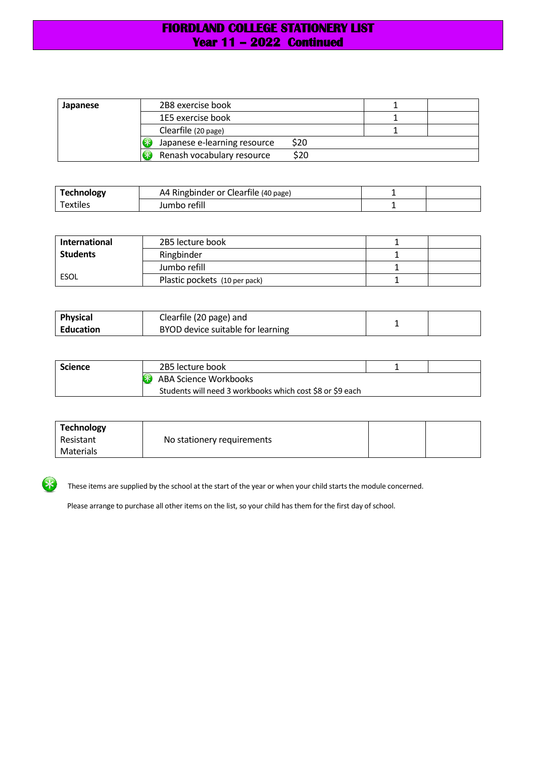# FIORDLAND COLLEGE STATIONERY LIST
## Year 11 – 2022 Continued

| | | | |
|---|---|---|---|
| **Japanese** | 2B8 exercise book | 1 | |
| | 1E5 exercise book | 1 | |
| | Clearfile (20 page) | 1 | |
| | ✻ Japanese e-learning resource $20 | | |
| | ✻ Renash vocabulary resource $20 | | |

| | | | |
|---|---|---|---|
| **Technology** Textiles | A4 Ringbinder or Clearfile (40 page) | 1 | |
| | Jumbo refill | 1 | |

| | | | |
|---|---|---|---|
| **International Students** | 2B5 lecture book | 1 | |
| | Ringbinder | 1 | |
| | Jumbo refill | 1 | |
| ESOL | Plastic pockets (10 per pack) | 1 | |

| | | | |
|---|---|---|---|
| **Physical Education** | Clearfile (20 page) and BYOD device suitable for learning | 1 | |

| | | | |
|---|---|---|---|
| **Science** | 2B5 lecture book | 1 | |
| | ✻ ABA Science Workbooks<br>Students will need 3 workbooks which cost $8 or $9 each | | |

| | | | |
|---|---|---|---|
| **Technology** Resistant Materials | No stationery requirements | | |

✻ These items are supplied by the school at the start of the year or when your child starts the module concerned.

Please arrange to purchase all other items on the list, so your child has them for the first day of school.